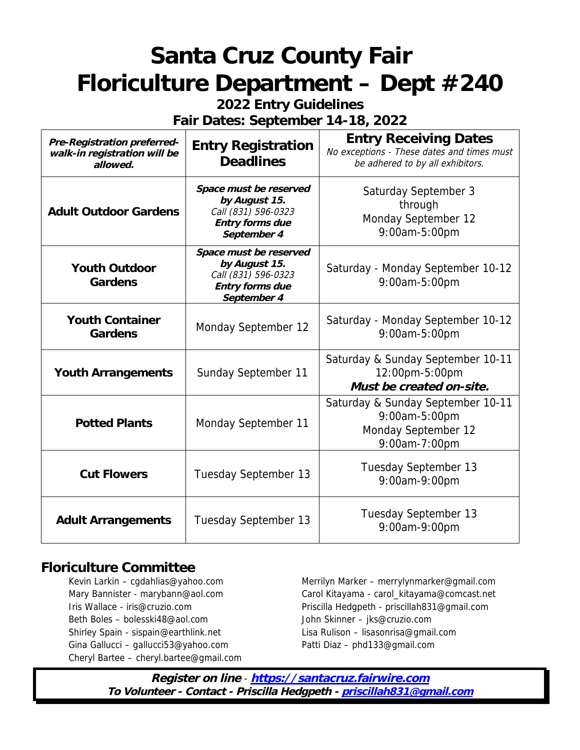# Santa Cruz County Fair Floriculture Department – Dept #240

### 2022 Entry Guidelines

### Fair Dates: September 14-18, 2022

| ***Pre-Registration preferred- walk-in registration will be allowed.*** | **Entry Registration Deadlines** | **Entry Receiving Dates** *No exceptions - These dates and times must be adhered to by all exhibitors.* |
|---|---|---|
| **Adult Outdoor Gardens** | ***Space must be reserved by August 15.*** *Call (831) 596-0323* ***Entry forms due September 4*** | Saturday September 3 through Monday September 12 9:00am-5:00pm |
| **Youth Outdoor Gardens** | ***Space must be reserved by August 15.*** *Call (831) 596-0323* ***Entry forms due September 4*** | Saturday - Monday September 10-12 9:00am-5:00pm |
| **Youth Container Gardens** | Monday September 12 | Saturday - Monday September 10-12 9:00am-5:00pm |
| **Youth Arrangements** | Sunday September 11 | Saturday & Sunday September 10-11 12:00pm-5:00pm ***Must be created on-site.*** |
| **Potted Plants** | Monday September 11 | Saturday & Sunday September 10-11 9:00am-5:00pm Monday September 12 9:00am-7:00pm |
| **Cut Flowers** | Tuesday September 13 | Tuesday September 13 9:00am-9:00pm |
| **Adult Arrangements** | Tuesday September 13 | Tuesday September 13 9:00am-9:00pm |

## Floriculture Committee

Kevin Larkin – cgdahlias@yahoo.com
Mary Bannister - marybann@aol.com
Iris Wallace - iris@cruzio.com
Beth Boles – bolesski48@aol.com
Shirley Spain - sispain@earthlink.net
Gina Gallucci – gallucci53@yahoo.com
Cheryl Bartee – cheryl.bartee@gmail.com
Merrilyn Marker – merrylynmarker@gmail.com
Carol Kitayama - carol_kitayama@comcast.net
Priscilla Hedgpeth - priscillah831@gmail.com
John Skinner – jks@cruzio.com
Lisa Rulison – lisasonrisa@gmail.com
Patti Diaz – phd133@gmail.com

***Register on line*** - ***https://santacruz.fairwire.com***
***To Volunteer - Contact - Priscilla Hedgpeth - priscillah831@gmail.com***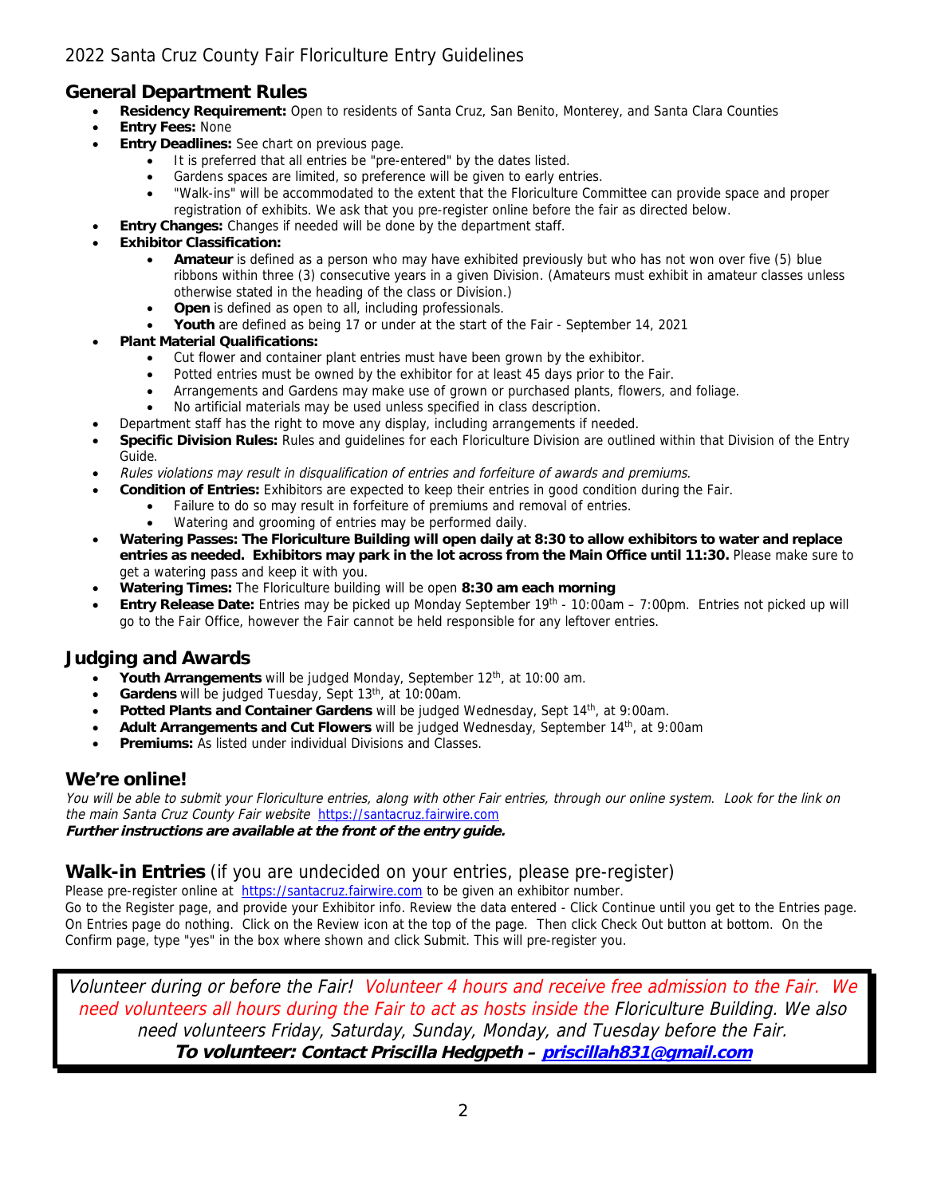2022 Santa Cruz County Fair Floriculture Entry Guidelines

## General Department Rules

- **Residency Requirement:** Open to residents of Santa Cruz, San Benito, Monterey, and Santa Clara Counties
- **Entry Fees:** None
- **Entry Deadlines:** See chart on previous page.
    - It is preferred that all entries be "pre-entered" by the dates listed.
    - Gardens spaces are limited, so preference will be given to early entries.
    - "Walk-ins" will be accommodated to the extent that the Floriculture Committee can provide space and proper registration of exhibits. We ask that you pre-register online before the fair as directed below.
- **Entry Changes:** Changes if needed will be done by the department staff.
- **Exhibitor Classification:**
    - **Amateur** is defined as a person who may have exhibited previously but who has not won over five (5) blue ribbons within three (3) consecutive years in a given Division. (Amateurs must exhibit in amateur classes unless otherwise stated in the heading of the class or Division.)
    - **Open** is defined as open to all, including professionals.
    - **Youth** are defined as being 17 or under at the start of the Fair - September 14, 2021
- **Plant Material Qualifications:**
    - Cut flower and container plant entries must have been grown by the exhibitor.
    - Potted entries must be owned by the exhibitor for at least 45 days prior to the Fair.
    - Arrangements and Gardens may make use of grown or purchased plants, flowers, and foliage.
    - No artificial materials may be used unless specified in class description.
- Department staff has the right to move any display, including arrangements if needed.
- **Specific Division Rules:** Rules and guidelines for each Floriculture Division are outlined within that Division of the Entry Guide.
- *Rules violations may result in disqualification of entries and forfeiture of awards and premiums.*
- **Condition of Entries:** Exhibitors are expected to keep their entries in good condition during the Fair.
    - Failure to do so may result in forfeiture of premiums and removal of entries.
    - Watering and grooming of entries may be performed daily.
- **Watering Passes: The Floriculture Building will open daily at 8:30 to allow exhibitors to water and replace entries as needed. Exhibitors may park in the lot across from the Main Office until 11:30.** Please make sure to get a watering pass and keep it with you.
- **Watering Times:** The Floriculture building will be open **8:30 am each morning**
- **Entry Release Date:** Entries may be picked up Monday September 19th - 10:00am – 7:00pm. Entries not picked up will go to the Fair Office, however the Fair cannot be held responsible for any leftover entries.

## Judging and Awards

- **Youth Arrangements** will be judged Monday, September 12th, at 10:00 am.
- **Gardens** will be judged Tuesday, Sept 13th, at 10:00am.
- **Potted Plants and Container Gardens** will be judged Wednesday, Sept 14th, at 9:00am.
- **Adult Arrangements and Cut Flowers** will be judged Wednesday, September 14th, at 9:00am
- **Premiums:** As listed under individual Divisions and Classes.

## We're online!

*You will be able to submit your Floriculture entries, along with other Fair entries, through our online system. Look for the link on the main Santa Cruz County Fair website* https://santacruz.fairwire.com
***Further instructions are available at the front of the entry guide.***

## Walk-in Entries (if you are undecided on your entries, please pre-register)

Please pre-register online at https://santacruz.fairwire.com to be given an exhibitor number.
Go to the Register page, and provide your Exhibitor info. Review the data entered - Click Continue until you get to the Entries page. On Entries page do nothing. Click on the Review icon at the top of the page. Then click Check Out button at bottom. On the Confirm page, type "yes" in the box where shown and click Submit. This will pre-register you.

*Volunteer during or before the Fair! Volunteer 4 hours and receive free admission to the Fair. We need volunteers all hours during the Fair to act as hosts inside the Floriculture Building. We also need volunteers Friday, Saturday, Sunday, Monday, and Tuesday before the Fair.*
***To volunteer: Contact Priscilla Hedgpeth – priscillah831@gmail.com***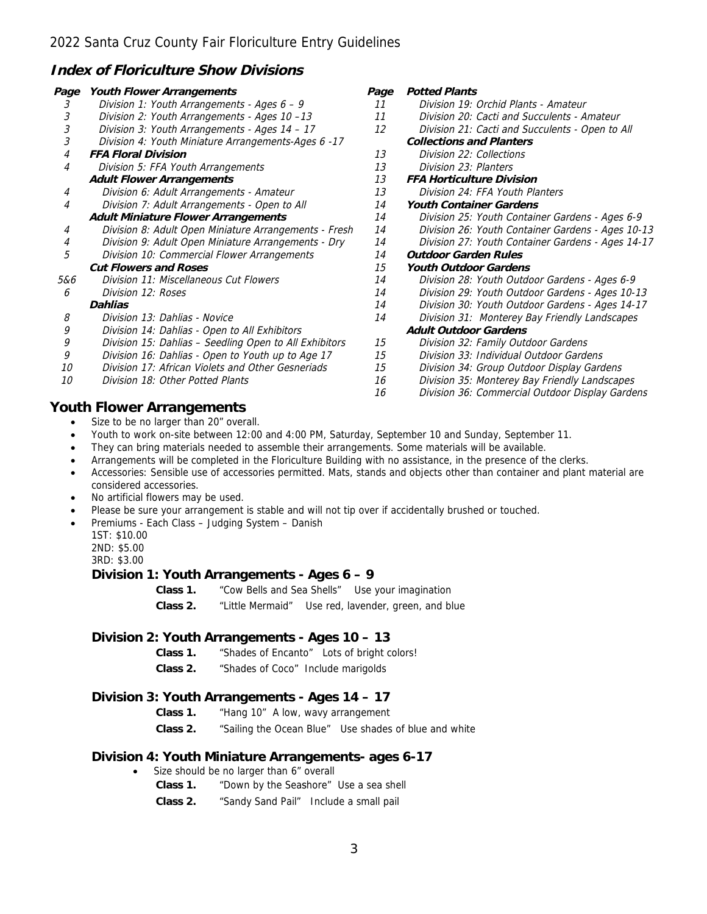2022 Santa Cruz County Fair Floriculture Entry Guidelines

## Index of Floriculture Show Divisions

| Page | Youth Flower Arrangements |
|---|---|
| 3 | Division 1: Youth Arrangements - Ages 6 – 9 |
| 3 | Division 2: Youth Arrangements - Ages 10 –13 |
| 3 | Division 3: Youth Arrangements - Ages 14 – 17 |
| 3 | Division 4: Youth Miniature Arrangements-Ages 6 -17 |
| 4 | **FFA Floral Division** |
| 4 | Division 5: FFA Youth Arrangements |
| | **Adult Flower Arrangements** |
| 4 | Division 6: Adult Arrangements - Amateur |
| 4 | Division 7: Adult Arrangements - Open to All |
| | **Adult Miniature Flower Arrangements** |
| 4 | Division 8: Adult Open Miniature Arrangements - Fresh |
| 4 | Division 9: Adult Open Miniature Arrangements - Dry |
| 5 | Division 10: Commercial Flower Arrangements |
| | **Cut Flowers and Roses** |
| 5&6 | Division 11: Miscellaneous Cut Flowers |
| 6 | Division 12: Roses |
| | **Dahlias** |
| 8 | Division 13: Dahlias - Novice |
| 9 | Division 14: Dahlias - Open to All Exhibitors |
| 9 | Division 15: Dahlias – Seedling Open to All Exhibitors |
| 9 | Division 16: Dahlias - Open to Youth up to Age 17 |
| 10 | Division 17: African Violets and Other Gesneriads |
| 10 | Division 18: Other Potted Plants |

| Page | Potted Plants |
|---|---|
| 11 | Division 19: Orchid Plants - Amateur |
| 11 | Division 20: Cacti and Succulents - Amateur |
| 12 | Division 21: Cacti and Succulents - Open to All |
| | **Collections and Planters** |
| 13 | Division 22: Collections |
| 13 | Division 23: Planters |
| 13 | **FFA Horticulture Division** |
| 13 | Division 24: FFA Youth Planters |
| 14 | **Youth Container Gardens** |
| 14 | Division 25: Youth Container Gardens - Ages 6-9 |
| 14 | Division 26: Youth Container Gardens - Ages 10-13 |
| 14 | Division 27: Youth Container Gardens - Ages 14-17 |
| 14 | **Outdoor Garden Rules** |
| 15 | **Youth Outdoor Gardens** |
| 14 | Division 28: Youth Outdoor Gardens - Ages 6-9 |
| 14 | Division 29: Youth Outdoor Gardens - Ages 10-13 |
| 14 | Division 30: Youth Outdoor Gardens - Ages 14-17 |
| 14 | Division 31: Monterey Bay Friendly Landscapes |
| | **Adult Outdoor Gardens** |
| 15 | Division 32: Family Outdoor Gardens |
| 15 | Division 33: Individual Outdoor Gardens |
| 15 | Division 34: Group Outdoor Display Gardens |
| 16 | Division 35: Monterey Bay Friendly Landscapes |
| 16 | Division 36: Commercial Outdoor Display Gardens |

## Youth Flower Arrangements

- Size to be no larger than 20" overall.
- Youth to work on-site between 12:00 and 4:00 PM, Saturday, September 10 and Sunday, September 11.
- They can bring materials needed to assemble their arrangements. Some materials will be available.
- Arrangements will be completed in the Floriculture Building with no assistance, in the presence of the clerks.
- Accessories: Sensible use of accessories permitted. Mats, stands and objects other than container and plant material are considered accessories.
- No artificial flowers may be used.
- Please be sure your arrangement is stable and will not tip over if accidentally brushed or touched.
- Premiums - Each Class – Judging System – Danish
  1ST: $10.00
  2ND: $5.00
  3RD: $3.00

### Division 1: Youth Arrangements - Ages 6 – 9

**Class 1.** "Cow Bells and Sea Shells" Use your imagination

**Class 2.** "Little Mermaid" Use red, lavender, green, and blue

### Division 2: Youth Arrangements - Ages 10 – 13

**Class 1.** "Shades of Encanto" Lots of bright colors!

**Class 2.** "Shades of Coco" Include marigolds

### Division 3: Youth Arrangements - Ages 14 – 17

**Class 1.** "Hang 10" A low, wavy arrangement

**Class 2.** "Sailing the Ocean Blue" Use shades of blue and white

### Division 4: Youth Miniature Arrangements- ages 6-17

- Size should be no larger than 6" overall

**Class 1.** "Down by the Seashore" Use a sea shell

**Class 2.** "Sandy Sand Pail" Include a small pail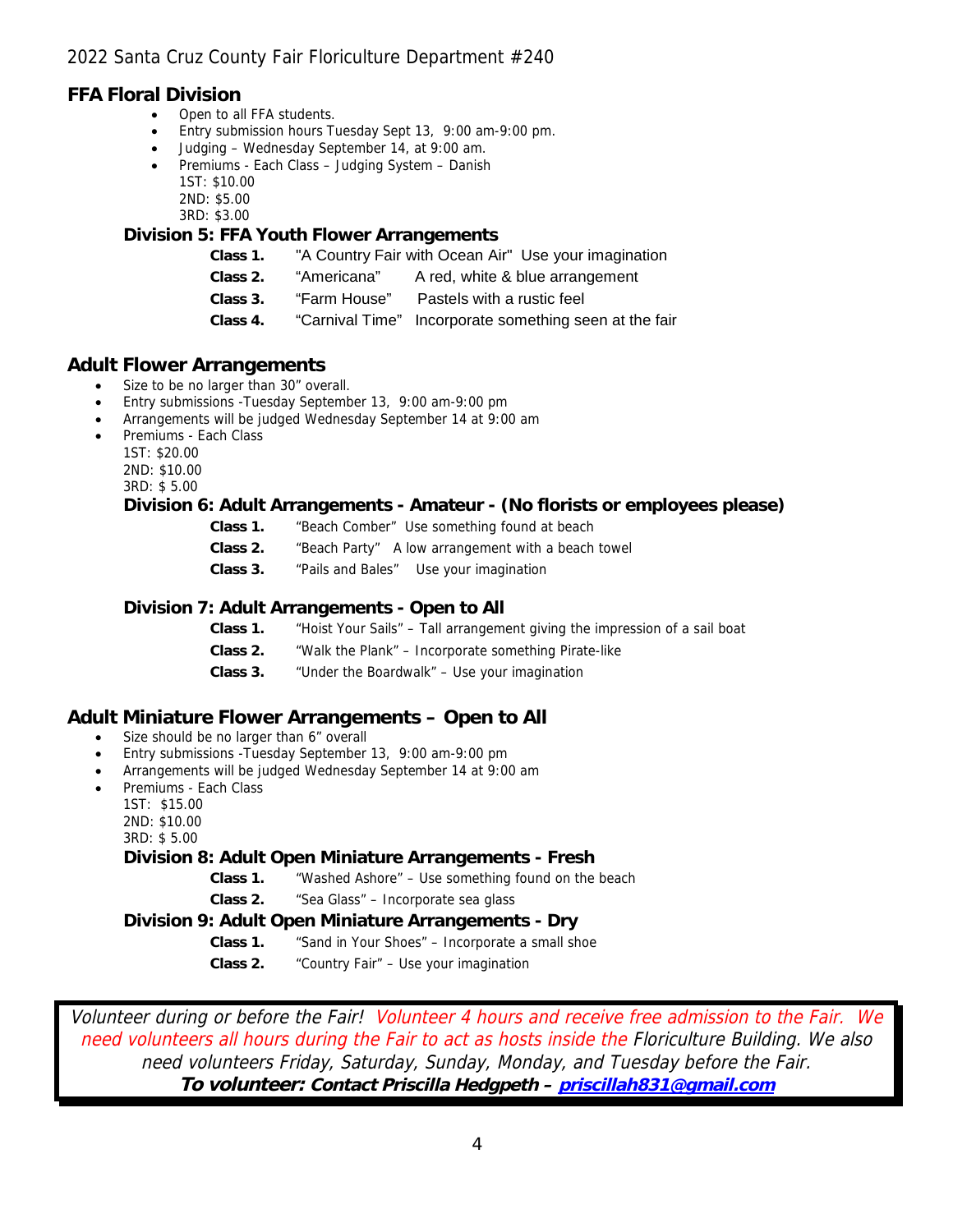## FFA Floral Division

- Open to all FFA students.
- Entry submission hours Tuesday Sept 13, 9:00 am-9:00 pm.
- Judging – Wednesday September 14, at 9:00 am.
- Premiums - Each Class – Judging System – Danish
  1ST: $10.00
  2ND: $5.00
  3RD: $3.00

### Division 5: FFA Youth Flower Arrangements

**Class 1.** "A Country Fair with Ocean Air" Use your imagination

**Class 2.** "Americana" A red, white & blue arrangement

**Class 3.** "Farm House" Pastels with a rustic feel

**Class 4.** "Carnival Time" Incorporate something seen at the fair

## Adult Flower Arrangements

- Size to be no larger than 30" overall.
- Entry submissions -Tuesday September 13, 9:00 am-9:00 pm
- Arrangements will be judged Wednesday September 14 at 9:00 am
- Premiums - Each Class
  1ST: $20.00
  2ND: $10.00
  3RD: $ 5.00

### Division 6: Adult Arrangements - Amateur - (No florists or employees please)

**Class 1.** "Beach Comber" Use something found at beach

**Class 2.** "Beach Party" A low arrangement with a beach towel

**Class 3.** "Pails and Bales" Use your imagination

### Division 7: Adult Arrangements - Open to All

**Class 1.** "Hoist Your Sails" – Tall arrangement giving the impression of a sail boat

**Class 2.** "Walk the Plank" – Incorporate something Pirate-like

**Class 3.** "Under the Boardwalk" – Use your imagination

## Adult Miniature Flower Arrangements – Open to All

- Size should be no larger than 6" overall
- Entry submissions -Tuesday September 13, 9:00 am-9:00 pm
- Arrangements will be judged Wednesday September 14 at 9:00 am
- Premiums - Each Class
  1ST: $15.00
  2ND: $10.00
  3RD: $ 5.00

### Division 8: Adult Open Miniature Arrangements - Fresh

**Class 1.** "Washed Ashore" – Use something found on the beach

**Class 2.** "Sea Glass" – Incorporate sea glass

### Division 9: Adult Open Miniature Arrangements - Dry

**Class 1.** "Sand in Your Shoes" – Incorporate a small shoe

**Class 2.** "Country Fair" – Use your imagination

*Volunteer during or before the Fair! Volunteer 4 hours and receive free admission to the Fair. We need volunteers all hours during the Fair to act as hosts inside the Floriculture Building. We also need volunteers Friday, Saturday, Sunday, Monday, and Tuesday before the Fair.*

***To volunteer: Contact Priscilla Hedgpeth – priscillah831@gmail.com***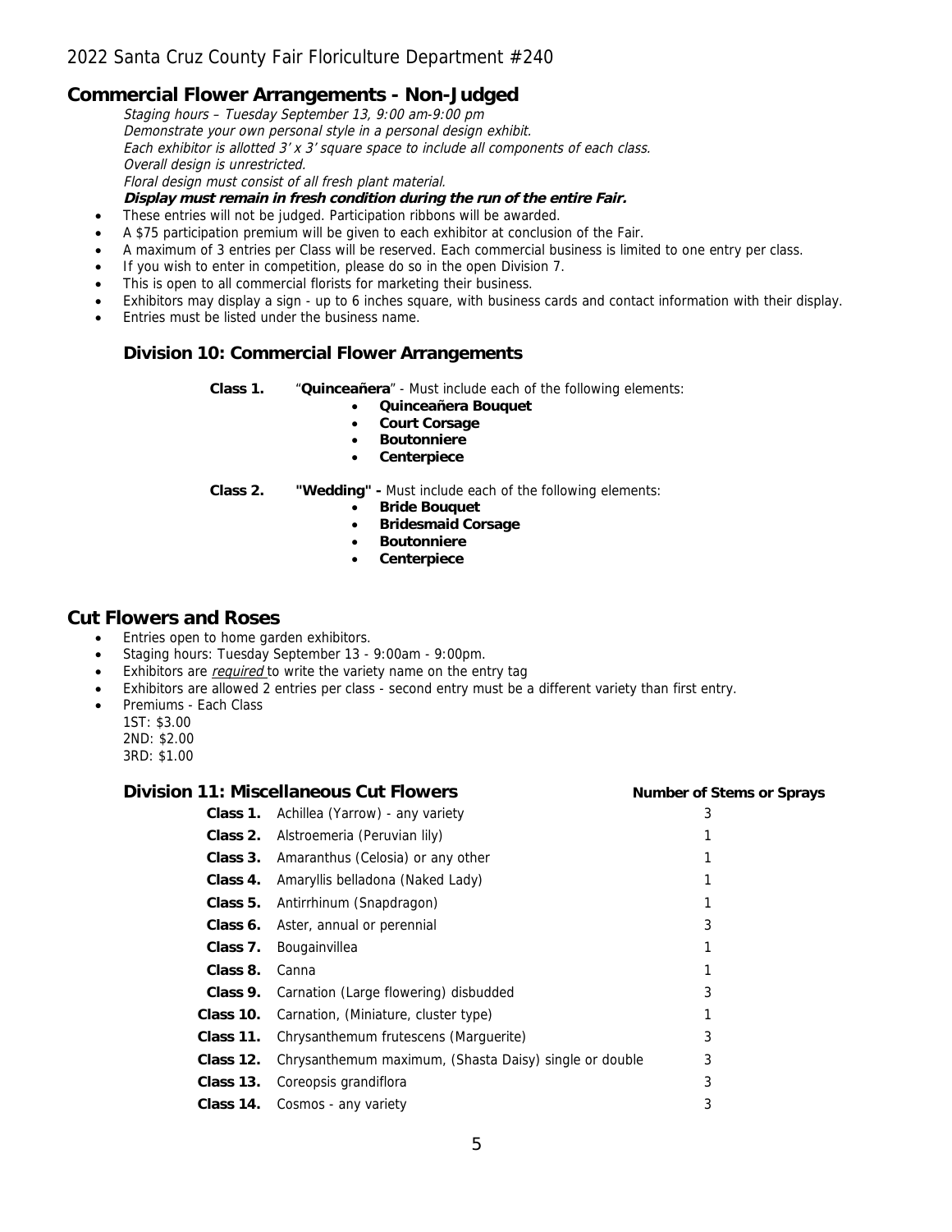## Commercial Flower Arrangements - Non-Judged

*Staging hours – Tuesday September 13, 9:00 am-9:00 pm*
*Demonstrate your own personal style in a personal design exhibit.*
*Each exhibitor is allotted 3' x 3' square space to include all components of each class.*
*Overall design is unrestricted.*
*Floral design must consist of all fresh plant material.*
***Display must remain in fresh condition during the run of the entire Fair.***

- These entries will not be judged. Participation ribbons will be awarded.
- A $75 participation premium will be given to each exhibitor at conclusion of the Fair.
- A maximum of 3 entries per Class will be reserved. Each commercial business is limited to one entry per class.
- If you wish to enter in competition, please do so in the open Division 7.
- This is open to all commercial florists for marketing their business.
- Exhibitors may display a sign - up to 6 inches square, with business cards and contact information with their display.
- Entries must be listed under the business name.

### Division 10: Commercial Flower Arrangements

**Class 1.** "**Quinceañera**" - Must include each of the following elements:
- **Quinceañera Bouquet**
- **Court Corsage**
- **Boutonniere**
- **Centerpiece**

**Class 2.** **"Wedding" -** Must include each of the following elements:
- **Bride Bouquet**
- **Bridesmaid Corsage**
- **Boutonniere**
- **Centerpiece**

## Cut Flowers and Roses

- Entries open to home garden exhibitors.
- Staging hours: Tuesday September 13 - 9:00am - 9:00pm.
- Exhibitors are *required* to write the variety name on the entry tag
- Exhibitors are allowed 2 entries per class - second entry must be a different variety than first entry.
- Premiums - Each Class
  1ST: $3.00
  2ND: $2.00
  3RD: $1.00

### Division 11: Miscellaneous Cut Flowers

| Class | Description | Number of Stems or Sprays |
|---|---|---|
| **Class 1.** | Achillea (Yarrow) - any variety | 3 |
| **Class 2.** | Alstroemeria (Peruvian lily) | 1 |
| **Class 3.** | Amaranthus (Celosia) or any other | 1 |
| **Class 4.** | Amaryllis belladona (Naked Lady) | 1 |
| **Class 5.** | Antirrhinum (Snapdragon) | 1 |
| **Class 6.** | Aster, annual or perennial | 3 |
| **Class 7.** | Bougainvillea | 1 |
| **Class 8.** | Canna | 1 |
| **Class 9.** | Carnation (Large flowering) disbudded | 3 |
| **Class 10.** | Carnation, (Miniature, cluster type) | 1 |
| **Class 11.** | Chrysanthemum frutescens (Marguerite) | 3 |
| **Class 12.** | Chrysanthemum maximum, (Shasta Daisy) single or double | 3 |
| **Class 13.** | Coreopsis grandiflora | 3 |
| **Class 14.** | Cosmos - any variety | 3 |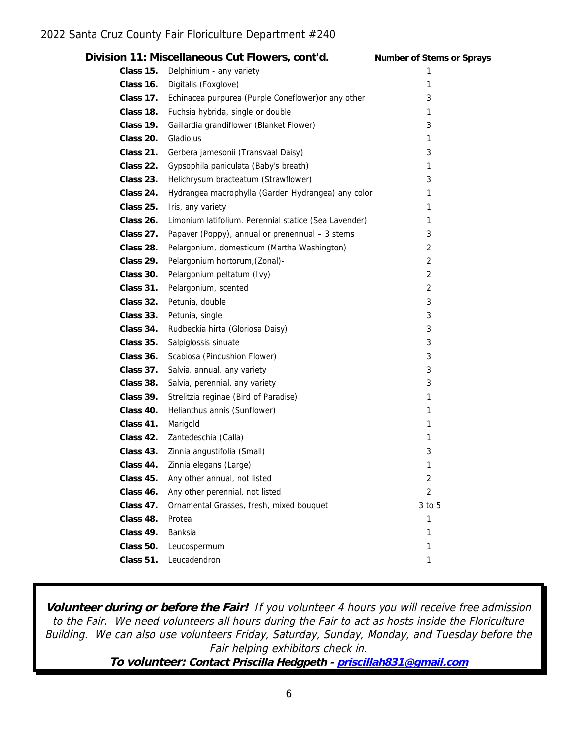## Division 11: Miscellaneous Cut Flowers, cont'd.

| Class | Description | Number of Stems or Sprays |
|---|---|---|
| **Class 15.** | Delphinium - any variety | 1 |
| **Class 16.** | Digitalis (Foxglove) | 1 |
| **Class 17.** | Echinacea purpurea (Purple Coneflower)or any other | 3 |
| **Class 18.** | Fuchsia hybrida, single or double | 1 |
| **Class 19.** | Gaillardia grandiflower (Blanket Flower) | 3 |
| **Class 20.** | Gladiolus | 1 |
| **Class 21.** | Gerbera jamesonii (Transvaal Daisy) | 3 |
| **Class 22.** | Gypsophila paniculata (Baby's breath) | 1 |
| **Class 23.** | Helichrysum bracteatum (Strawflower) | 3 |
| **Class 24.** | Hydrangea macrophylla (Garden Hydrangea) any color | 1 |
| **Class 25.** | Iris, any variety | 1 |
| **Class 26.** | Limonium latifolium. Perennial statice (Sea Lavender) | 1 |
| **Class 27.** | Papaver (Poppy), annual or prenennual – 3 stems | 3 |
| **Class 28.** | Pelargonium, domesticum (Martha Washington) | 2 |
| **Class 29.** | Pelargonium hortorum,(Zonal)- | 2 |
| **Class 30.** | Pelargonium peltatum (Ivy) | 2 |
| **Class 31.** | Pelargonium, scented | 2 |
| **Class 32.** | Petunia, double | 3 |
| **Class 33.** | Petunia, single | 3 |
| **Class 34.** | Rudbeckia hirta (Gloriosa Daisy) | 3 |
| **Class 35.** | Salpiglossis sinuate | 3 |
| **Class 36.** | Scabiosa (Pincushion Flower) | 3 |
| **Class 37.** | Salvia, annual, any variety | 3 |
| **Class 38.** | Salvia, perennial, any variety | 3 |
| **Class 39.** | Strelitzia reginae (Bird of Paradise) | 1 |
| **Class 40.** | Helianthus annis (Sunflower) | 1 |
| **Class 41.** | Marigold | 1 |
| **Class 42.** | Zantedeschia (Calla) | 1 |
| **Class 43.** | Zinnia angustifolia (Small) | 3 |
| **Class 44.** | Zinnia elegans (Large) | 1 |
| **Class 45.** | Any other annual, not listed | 2 |
| **Class 46.** | Any other perennial, not listed | 2 |
| **Class 47.** | Ornamental Grasses, fresh, mixed bouquet | 3 to 5 |
| **Class 48.** | Protea | 1 |
| **Class 49.** | Banksia | 1 |
| **Class 50.** | Leucospermum | 1 |
| **Class 51.** | Leucadendron | 1 |

***Volunteer during or before the Fair!*** *If you volunteer 4 hours you will receive free admission to the Fair. We need volunteers all hours during the Fair to act as hosts inside the Floriculture Building. We can also use volunteers Friday, Saturday, Sunday, Monday, and Tuesday before the Fair helping exhibitors check in.*

***To volunteer: Contact Priscilla Hedgpeth - priscillah831@gmail.com***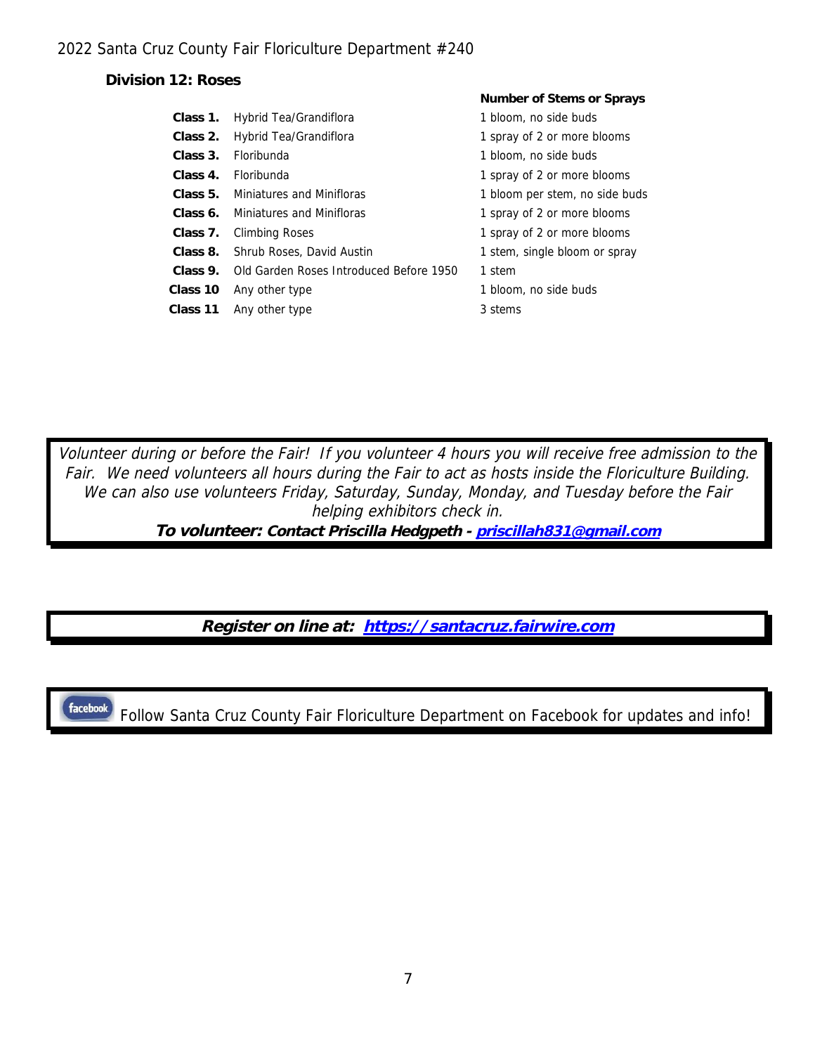## Division 12: Roses

| Class | Type | Number of Stems or Sprays |
|---|---|---|
| **Class 1.** | Hybrid Tea/Grandiflora | 1 bloom, no side buds |
| **Class 2.** | Hybrid Tea/Grandiflora | 1 spray of 2 or more blooms |
| **Class 3.** | Floribunda | 1 bloom, no side buds |
| **Class 4.** | Floribunda | 1 spray of 2 or more blooms |
| **Class 5.** | Miniatures and Minifloras | 1 bloom per stem, no side buds |
| **Class 6.** | Miniatures and Minifloras | 1 spray of 2 or more blooms |
| **Class 7.** | Climbing Roses | 1 spray of 2 or more blooms |
| **Class 8.** | Shrub Roses, David Austin | 1 stem, single bloom or spray |
| **Class 9.** | Old Garden Roses Introduced Before 1950 | 1 stem |
| **Class 10** | Any other type | 1 bloom, no side buds |
| **Class 11** | Any other type | 3 stems |

*Volunteer during or before the Fair! If you volunteer 4 hours you will receive free admission to the Fair. We need volunteers all hours during the Fair to act as hosts inside the Floriculture Building. We can also use volunteers Friday, Saturday, Sunday, Monday, and Tuesday before the Fair helping exhibitors check in.*

***To volunteer: Contact Priscilla Hedgpeth - priscillah831@gmail.com***

***Register on line at: https://santacruz.fairwire.com***

facebook Follow Santa Cruz County Fair Floriculture Department on Facebook for updates and info!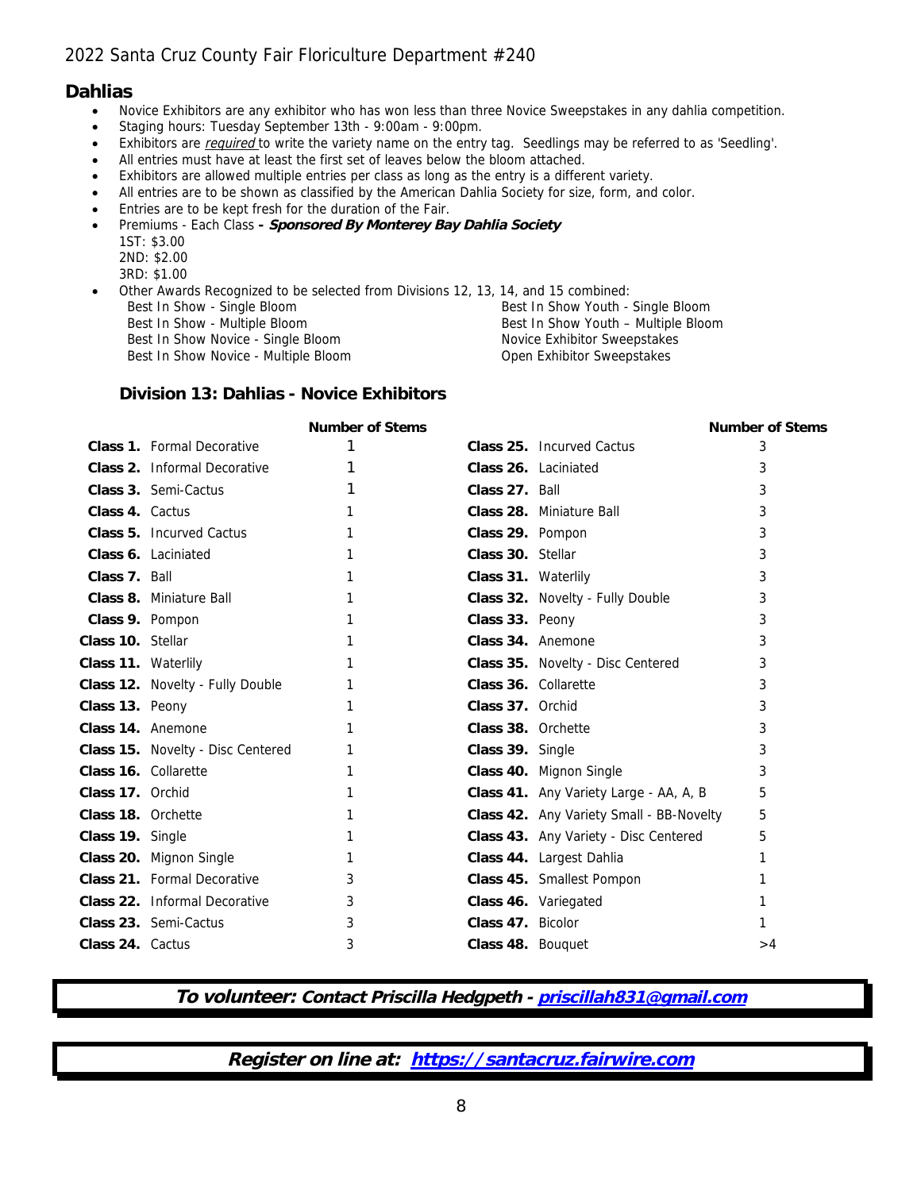# 2022 Santa Cruz County Fair Floriculture Department #240

## Dahlias

- Novice Exhibitors are any exhibitor who has won less than three Novice Sweepstakes in any dahlia competition.
- Staging hours: Tuesday September 13th - 9:00am - 9:00pm.
- Exhibitors are *required* to write the variety name on the entry tag. Seedlings may be referred to as 'Seedling'.
- All entries must have at least the first set of leaves below the bloom attached.
- Exhibitors are allowed multiple entries per class as long as the entry is a different variety.
- All entries are to be shown as classified by the American Dahlia Society for size, form, and color.
- Entries are to be kept fresh for the duration of the Fair.
- Premiums - Each Class **- *Sponsored By Monterey Bay Dahlia Society***
  1ST: $3.00
  2ND: $2.00
  3RD: $1.00
- Other Awards Recognized to be selected from Divisions 12, 13, 14, and 15 combined:
  - Best In Show - Single Bloom
  - Best In Show - Multiple Bloom
  - Best In Show Novice - Single Bloom
  - Best In Show Novice - Multiple Bloom
  - Best In Show Youth - Single Bloom
  - Best In Show Youth – Multiple Bloom
  - Novice Exhibitor Sweepstakes
  - Open Exhibitor Sweepstakes

### Division 13: Dahlias - Novice Exhibitors

| Class | Name | Number of Stems |
|---|---|---|
| **Class 1.** | Formal Decorative | 1 |
| **Class 2.** | Informal Decorative | 1 |
| **Class 3.** | Semi-Cactus | 1 |
| **Class 4.** | Cactus | 1 |
| **Class 5.** | Incurved Cactus | 1 |
| **Class 6.** | Laciniated | 1 |
| **Class 7.** | Ball | 1 |
| **Class 8.** | Miniature Ball | 1 |
| **Class 9.** | Pompon | 1 |
| **Class 10.** | Stellar | 1 |
| **Class 11.** | Waterlily | 1 |
| **Class 12.** | Novelty - Fully Double | 1 |
| **Class 13.** | Peony | 1 |
| **Class 14.** | Anemone | 1 |
| **Class 15.** | Novelty - Disc Centered | 1 |
| **Class 16.** | Collarette | 1 |
| **Class 17.** | Orchid | 1 |
| **Class 18.** | Orchette | 1 |
| **Class 19.** | Single | 1 |
| **Class 20.** | Mignon Single | 1 |
| **Class 21.** | Formal Decorative | 3 |
| **Class 22.** | Informal Decorative | 3 |
| **Class 23.** | Semi-Cactus | 3 |
| **Class 24.** | Cactus | 3 |
| **Class 25.** | Incurved Cactus | 3 |
| **Class 26.** | Laciniated | 3 |
| **Class 27.** | Ball | 3 |
| **Class 28.** | Miniature Ball | 3 |
| **Class 29.** | Pompon | 3 |
| **Class 30.** | Stellar | 3 |
| **Class 31.** | Waterlily | 3 |
| **Class 32.** | Novelty - Fully Double | 3 |
| **Class 33.** | Peony | 3 |
| **Class 34.** | Anemone | 3 |
| **Class 35.** | Novelty - Disc Centered | 3 |
| **Class 36.** | Collarette | 3 |
| **Class 37.** | Orchid | 3 |
| **Class 38.** | Orchette | 3 |
| **Class 39.** | Single | 3 |
| **Class 40.** | Mignon Single | 3 |
| **Class 41.** | Any Variety Large - AA, A, B | 5 |
| **Class 42.** | Any Variety Small - BB-Novelty | 5 |
| **Class 43.** | Any Variety - Disc Centered | 5 |
| **Class 44.** | Largest Dahlia | 1 |
| **Class 45.** | Smallest Pompon | 1 |
| **Class 46.** | Variegated | 1 |
| **Class 47.** | Bicolor | 1 |
| **Class 48.** | Bouquet | >4 |

***To volunteer: Contact Priscilla Hedgpeth - priscillah831@gmail.com***

***Register on line at: https://santacruz.fairwire.com***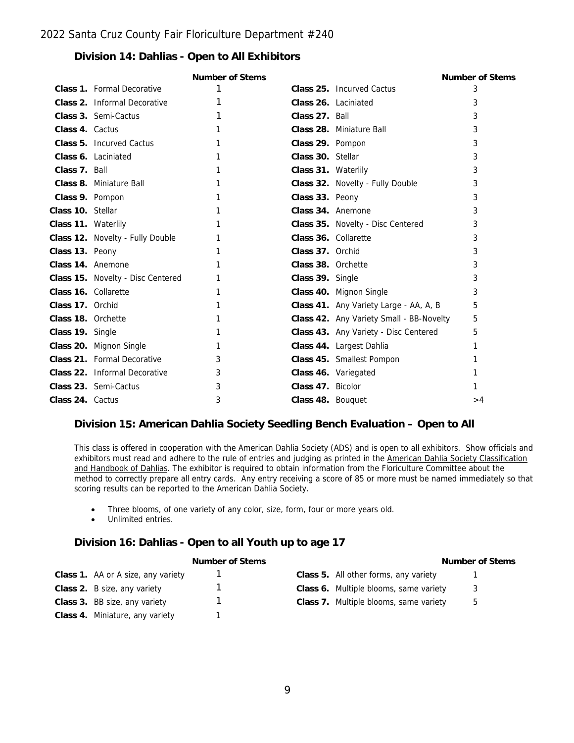## Division 14: Dahlias - Open to All Exhibitors

| Class | | Number of Stems |
|---|---|---|
| **Class 1.** | Formal Decorative | 1 |
| **Class 2.** | Informal Decorative | 1 |
| **Class 3.** | Semi-Cactus | 1 |
| **Class 4.** | Cactus | 1 |
| **Class 5.** | Incurved Cactus | 1 |
| **Class 6.** | Laciniated | 1 |
| **Class 7.** | Ball | 1 |
| **Class 8.** | Miniature Ball | 1 |
| **Class 9.** | Pompon | 1 |
| **Class 10.** | Stellar | 1 |
| **Class 11.** | Waterlily | 1 |
| **Class 12.** | Novelty - Fully Double | 1 |
| **Class 13.** | Peony | 1 |
| **Class 14.** | Anemone | 1 |
| **Class 15.** | Novelty - Disc Centered | 1 |
| **Class 16.** | Collarette | 1 |
| **Class 17.** | Orchid | 1 |
| **Class 18.** | Orchette | 1 |
| **Class 19.** | Single | 1 |
| **Class 20.** | Mignon Single | 1 |
| **Class 21.** | Formal Decorative | 3 |
| **Class 22.** | Informal Decorative | 3 |
| **Class 23.** | Semi-Cactus | 3 |
| **Class 24.** | Cactus | 3 |
| **Class 25.** | Incurved Cactus | 3 |
| **Class 26.** | Laciniated | 3 |
| **Class 27.** | Ball | 3 |
| **Class 28.** | Miniature Ball | 3 |
| **Class 29.** | Pompon | 3 |
| **Class 30.** | Stellar | 3 |
| **Class 31.** | Waterlily | 3 |
| **Class 32.** | Novelty - Fully Double | 3 |
| **Class 33.** | Peony | 3 |
| **Class 34.** | Anemone | 3 |
| **Class 35.** | Novelty - Disc Centered | 3 |
| **Class 36.** | Collarette | 3 |
| **Class 37.** | Orchid | 3 |
| **Class 38.** | Orchette | 3 |
| **Class 39.** | Single | 3 |
| **Class 40.** | Mignon Single | 3 |
| **Class 41.** | Any Variety Large - AA, A, B | 5 |
| **Class 42.** | Any Variety Small - BB-Novelty | 5 |
| **Class 43.** | Any Variety - Disc Centered | 5 |
| **Class 44.** | Largest Dahlia | 1 |
| **Class 45.** | Smallest Pompon | 1 |
| **Class 46.** | Variegated | 1 |
| **Class 47.** | Bicolor | 1 |
| **Class 48.** | Bouquet | >4 |

## Division 15: American Dahlia Society Seedling Bench Evaluation – Open to All

This class is offered in cooperation with the American Dahlia Society (ADS) and is open to all exhibitors. Show officials and exhibitors must read and adhere to the rule of entries and judging as printed in the American Dahlia Society Classification and Handbook of Dahlias. The exhibitor is required to obtain information from the Floriculture Committee about the method to correctly prepare all entry cards. Any entry receiving a score of 85 or more must be named immediately so that scoring results can be reported to the American Dahlia Society.

- Three blooms, of one variety of any color, size, form, four or more years old.
- Unlimited entries.

## Division 16: Dahlias - Open to all Youth up to age 17

| Class | | Number of Stems |
|---|---|---|
| **Class 1.** | AA or A size, any variety | 1 |
| **Class 2.** | B size, any variety | 1 |
| **Class 3.** | BB size, any variety | 1 |
| **Class 4.** | Miniature, any variety | 1 |
| **Class 5.** | All other forms, any variety | 1 |
| **Class 6.** | Multiple blooms, same variety | 3 |
| **Class 7.** | Multiple blooms, same variety | 5 |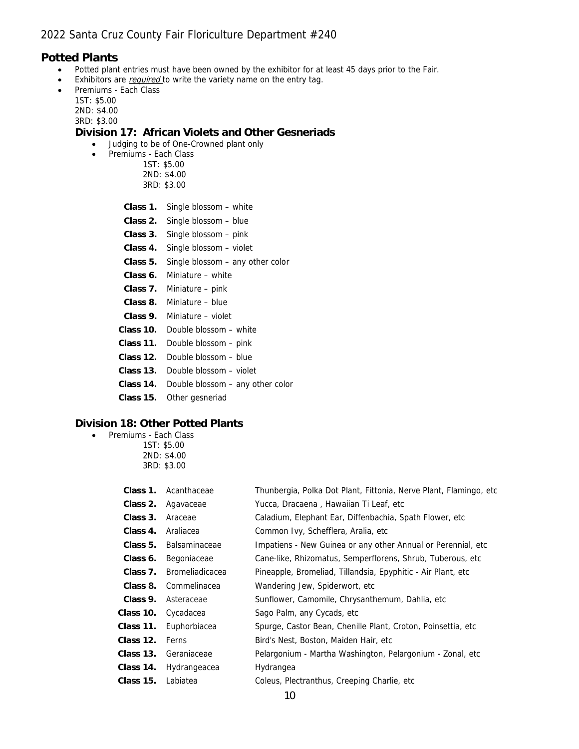# 2022 Santa Cruz County Fair Floriculture Department #240

## Potted Plants

- Potted plant entries must have been owned by the exhibitor for at least 45 days prior to the Fair.
- Exhibitors are *required* to write the variety name on the entry tag.
- Premiums - Each Class
  1ST: $5.00
  2ND: $4.00
  3RD: $3.00

### Division 17: African Violets and Other Gesneriads

- Judging to be of One-Crowned plant only
- Premiums - Each Class
  1ST: $5.00
  2ND: $4.00
  3RD: $3.00

**Class 1.** Single blossom – white
**Class 2.** Single blossom – blue
**Class 3.** Single blossom – pink
**Class 4.** Single blossom – violet
**Class 5.** Single blossom – any other color
**Class 6.** Miniature – white
**Class 7.** Miniature – pink
**Class 8.** Miniature – blue
**Class 9.** Miniature – violet
**Class 10.** Double blossom – white
**Class 11.** Double blossom – pink
**Class 12.** Double blossom – blue
**Class 13.** Double blossom – violet
**Class 14.** Double blossom – any other color
**Class 15.** Other gesneriad

### Division 18: Other Potted Plants

- Premiums - Each Class
  1ST: $5.00
  2ND: $4.00
  3RD: $3.00

| Class | Family | Examples |
|---|---|---|
| **Class 1.** | Acanthaceae | Thunbergia, Polka Dot Plant, Fittonia, Nerve Plant, Flamingo, etc |
| **Class 2.** | Agavaceae | Yucca, Dracaena , Hawaiian Ti Leaf, etc |
| **Class 3.** | Araceae | Caladium, Elephant Ear, Diffenbachia, Spath Flower, etc |
| **Class 4.** | Araliacea | Common Ivy, Schefflera, Aralia, etc |
| **Class 5.** | Balsaminaceae | Impatiens - New Guinea or any other Annual or Perennial, etc |
| **Class 6.** | Begoniaceae | Cane-like, Rhizomatus, Semperflorens, Shrub, Tuberous, etc |
| **Class 7.** | Bromeliadicacea | Pineapple, Bromeliad, Tillandsia, Epyphitic - Air Plant, etc |
| **Class 8.** | Commelinacea | Wandering Jew, Spiderwort, etc |
| **Class 9.** | Asteraceae | Sunflower, Camomile, Chrysanthemum, Dahlia, etc |
| **Class 10.** | Cycadacea | Sago Palm, any Cycads, etc |
| **Class 11.** | Euphorbiacea | Spurge, Castor Bean, Chenille Plant, Croton, Poinsettia, etc |
| **Class 12.** | Ferns | Bird's Nest, Boston, Maiden Hair, etc |
| **Class 13.** | Geraniaceae | Pelargonium - Martha Washington, Pelargonium - Zonal, etc |
| **Class 14.** | Hydrangeacea | Hydrangea |
| **Class 15.** | Labiatea | Coleus, Plectranthus, Creeping Charlie, etc |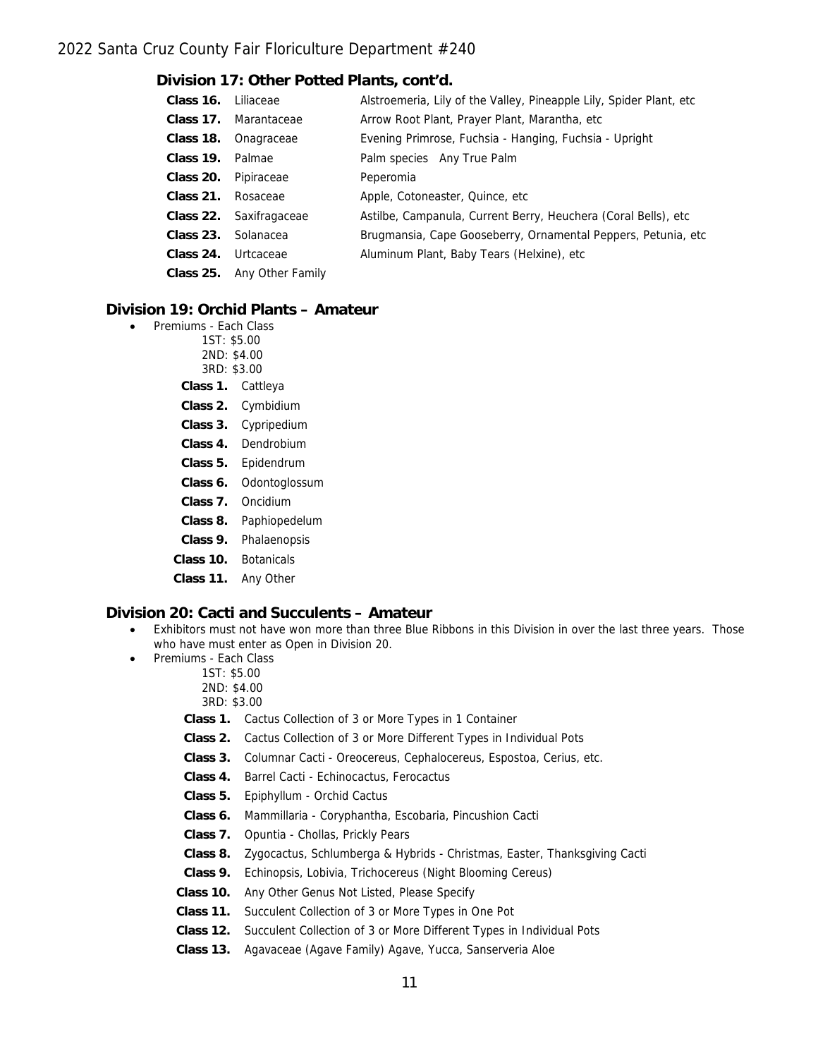### Division 17: Other Potted Plants, cont'd.

| | | |
|---|---|---|
| **Class 16.** | Liliaceae | Alstroemeria, Lily of the Valley, Pineapple Lily, Spider Plant, etc |
| **Class 17.** | Marantaceae | Arrow Root Plant, Prayer Plant, Marantha, etc |
| **Class 18.** | Onagraceae | Evening Primrose, Fuchsia - Hanging, Fuchsia - Upright |
| **Class 19.** | Palmae | Palm species Any True Palm |
| **Class 20.** | Pipiraceae | Peperomia |
| **Class 21.** | Rosaceae | Apple, Cotoneaster, Quince, etc |
| **Class 22.** | Saxifragaceae | Astilbe, Campanula, Current Berry, Heuchera (Coral Bells), etc |
| **Class 23.** | Solanacea | Brugmansia, Cape Gooseberry, Ornamental Peppers, Petunia, etc |
| **Class 24.** | Urtcaceae | Aluminum Plant, Baby Tears (Helxine), etc |
| **Class 25.** | Any Other Family | |

## Division 19: Orchid Plants – Amateur

- Premiums - Each Class
  - 1ST: $5.00
  - 2ND: $4.00
  - 3RD: $3.00

**Class 1.** Cattleya
**Class 2.** Cymbidium
**Class 3.** Cypripedium
**Class 4.** Dendrobium
**Class 5.** Epidendrum
**Class 6.** Odontoglossum
**Class 7.** Oncidium
**Class 8.** Paphiopedelum
**Class 9.** Phalaenopsis
**Class 10.** Botanicals
**Class 11.** Any Other

## Division 20: Cacti and Succulents – Amateur

- Exhibitors must not have won more than three Blue Ribbons in this Division in over the last three years. Those who have must enter as Open in Division 20.
- Premiums - Each Class
  - 1ST: $5.00
  - 2ND: $4.00
  - 3RD: $3.00

**Class 1.** Cactus Collection of 3 or More Types in 1 Container
**Class 2.** Cactus Collection of 3 or More Different Types in Individual Pots
**Class 3.** Columnar Cacti - Oreocereus, Cephalocereus, Espostoa, Cerius, etc.
**Class 4.** Barrel Cacti - Echinocactus, Ferocactus
**Class 5.** Epiphyllum - Orchid Cactus
**Class 6.** Mammillaria - Coryphantha, Escobaria, Pincushion Cacti
**Class 7.** Opuntia - Chollas, Prickly Pears
**Class 8.** Zygocactus, Schlumberga & Hybrids - Christmas, Easter, Thanksgiving Cacti
**Class 9.** Echinopsis, Lobivia, Trichocereus (Night Blooming Cereus)
**Class 10.** Any Other Genus Not Listed, Please Specify
**Class 11.** Succulent Collection of 3 or More Types in One Pot
**Class 12.** Succulent Collection of 3 or More Different Types in Individual Pots
**Class 13.** Agavaceae (Agave Family) Agave, Yucca, Sanserveria Aloe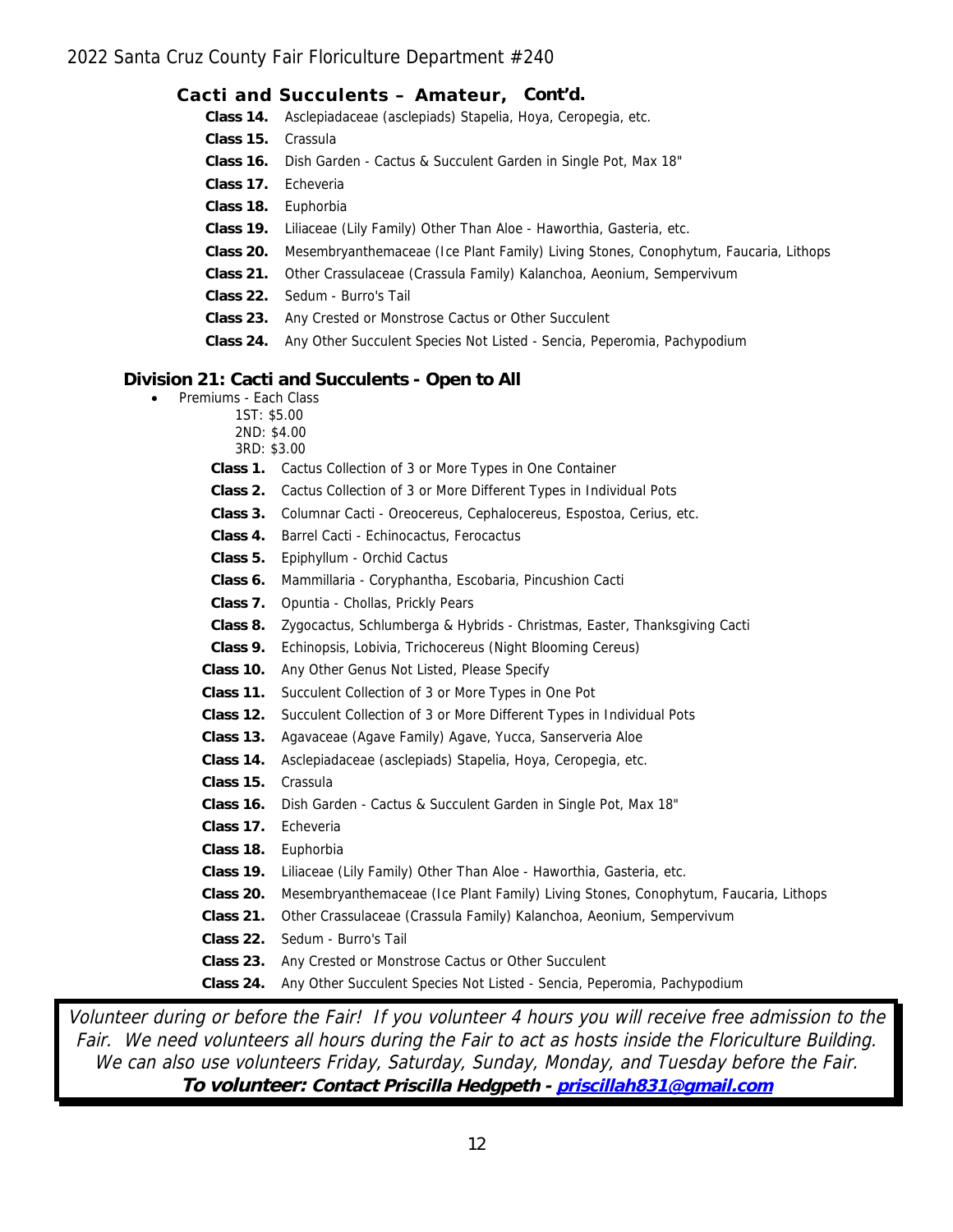### Cacti and Succulents – Amateur, Cont'd.

- **Class 14.** Asclepiadaceae (asclepiads) Stapelia, Hoya, Ceropegia, etc.
- **Class 15.** Crassula
- **Class 16.** Dish Garden - Cactus & Succulent Garden in Single Pot, Max 18"
- **Class 17.** Echeveria
- **Class 18.** Euphorbia
- **Class 19.** Liliaceae (Lily Family) Other Than Aloe - Haworthia, Gasteria, etc.
- **Class 20.** Mesembryanthemaceae (Ice Plant Family) Living Stones, Conophytum, Faucaria, Lithops
- **Class 21.** Other Crassulaceae (Crassula Family) Kalanchoa, Aeonium, Sempervivum
- **Class 22.** Sedum - Burro's Tail
- **Class 23.** Any Crested or Monstrose Cactus or Other Succulent
- **Class 24.** Any Other Succulent Species Not Listed - Sencia, Peperomia, Pachypodium

## Division 21: Cacti and Succulents - Open to All

- Premiums - Each Class
  - 1ST: $5.00
  - 2ND: $4.00
  - 3RD: $3.00

- **Class 1.** Cactus Collection of 3 or More Types in One Container
- **Class 2.** Cactus Collection of 3 or More Different Types in Individual Pots
- **Class 3.** Columnar Cacti - Oreocereus, Cephalocereus, Espostoa, Cerius, etc.
- **Class 4.** Barrel Cacti - Echinocactus, Ferocactus
- **Class 5.** Epiphyllum - Orchid Cactus
- **Class 6.** Mammillaria - Coryphantha, Escobaria, Pincushion Cacti
- **Class 7.** Opuntia - Chollas, Prickly Pears
- **Class 8.** Zygocactus, Schlumberga & Hybrids - Christmas, Easter, Thanksgiving Cacti
- **Class 9.** Echinopsis, Lobivia, Trichocereus (Night Blooming Cereus)
- **Class 10.** Any Other Genus Not Listed, Please Specify
- **Class 11.** Succulent Collection of 3 or More Types in One Pot
- **Class 12.** Succulent Collection of 3 or More Different Types in Individual Pots
- **Class 13.** Agavaceae (Agave Family) Agave, Yucca, Sanserveria Aloe
- **Class 14.** Asclepiadaceae (asclepiads) Stapelia, Hoya, Ceropegia, etc.
- **Class 15.** Crassula
- **Class 16.** Dish Garden - Cactus & Succulent Garden in Single Pot, Max 18"
- **Class 17.** Echeveria
- **Class 18.** Euphorbia
- **Class 19.** Liliaceae (Lily Family) Other Than Aloe - Haworthia, Gasteria, etc.
- **Class 20.** Mesembryanthemaceae (Ice Plant Family) Living Stones, Conophytum, Faucaria, Lithops
- **Class 21.** Other Crassulaceae (Crassula Family) Kalanchoa, Aeonium, Sempervivum
- **Class 22.** Sedum - Burro's Tail
- **Class 23.** Any Crested or Monstrose Cactus or Other Succulent
- **Class 24.** Any Other Succulent Species Not Listed - Sencia, Peperomia, Pachypodium

*Volunteer during or before the Fair! If you volunteer 4 hours you will receive free admission to the Fair. We need volunteers all hours during the Fair to act as hosts inside the Floriculture Building. We can also use volunteers Friday, Saturday, Sunday, Monday, and Tuesday before the Fair.*

***To volunteer: Contact Priscilla Hedgpeth - priscillah831@gmail.com***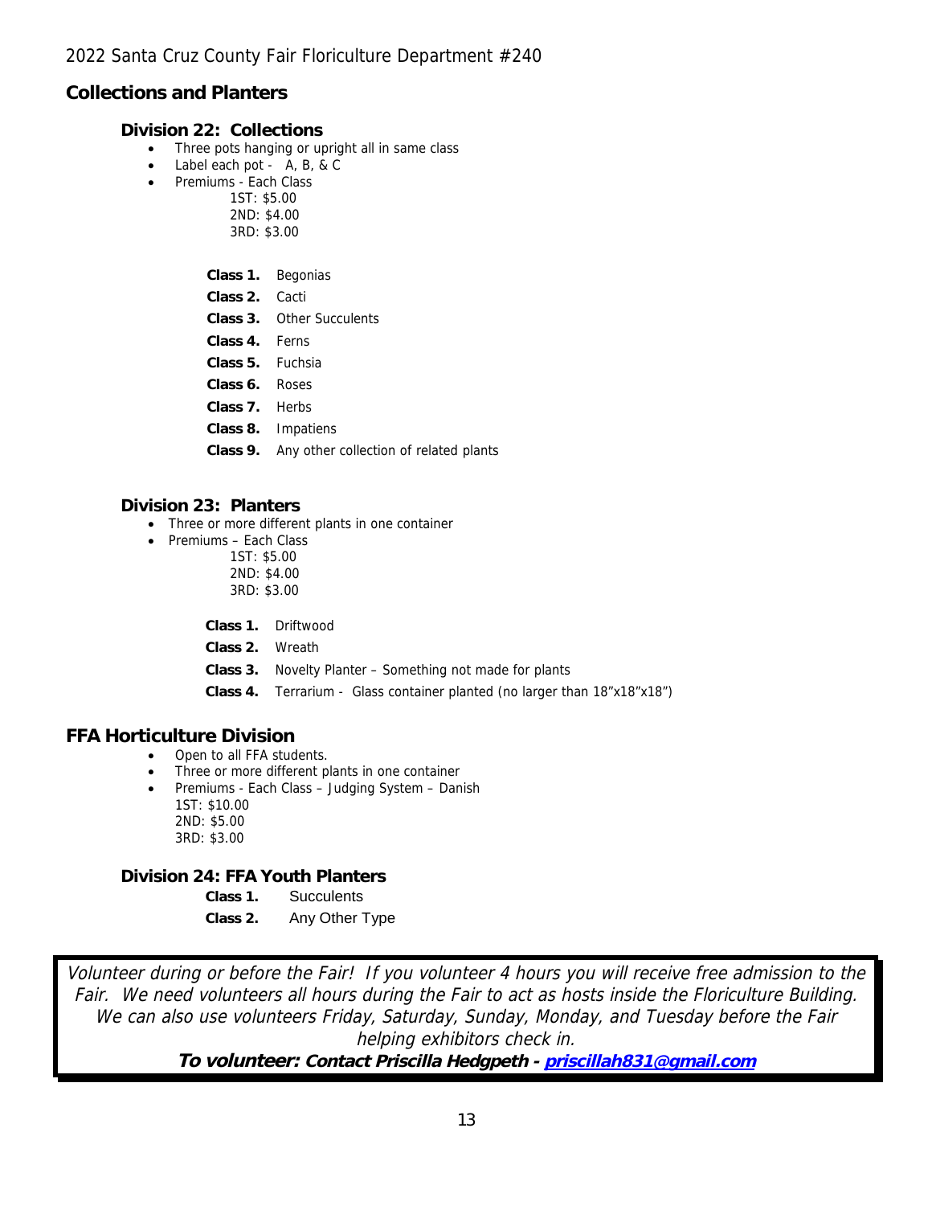## Collections and Planters

### Division 22: Collections

- Three pots hanging or upright all in same class
- Label each pot - A, B, & C
- Premiums - Each Class
  1ST: $5.00
  2ND: $4.00
  3RD: $3.00

**Class 1.** Begonias

**Class 2.** Cacti

**Class 3.** Other Succulents

**Class 4.** Ferns

**Class 5.** Fuchsia

**Class 6.** Roses

**Class 7.** Herbs

**Class 8.** Impatiens

**Class 9.** Any other collection of related plants

### Division 23: Planters

- Three or more different plants in one container
- Premiums – Each Class
  1ST: $5.00
  2ND: $4.00
  3RD: $3.00

**Class 1.** Driftwood

**Class 2.** Wreath

**Class 3.** Novelty Planter – Something not made for plants

**Class 4.** Terrarium - Glass container planted (no larger than 18"x18"x18")

## FFA Horticulture Division

- Open to all FFA students.
- Three or more different plants in one container
- Premiums - Each Class – Judging System – Danish
  1ST: $10.00
  2ND: $5.00
  3RD: $3.00

### Division 24: FFA Youth Planters

**Class 1.** Succulents

**Class 2.** Any Other Type

*Volunteer during or before the Fair! If you volunteer 4 hours you will receive free admission to the Fair. We need volunteers all hours during the Fair to act as hosts inside the Floriculture Building. We can also use volunteers Friday, Saturday, Sunday, Monday, and Tuesday before the Fair helping exhibitors check in.*

***To volunteer: Contact Priscilla Hedgpeth - priscillah831@gmail.com***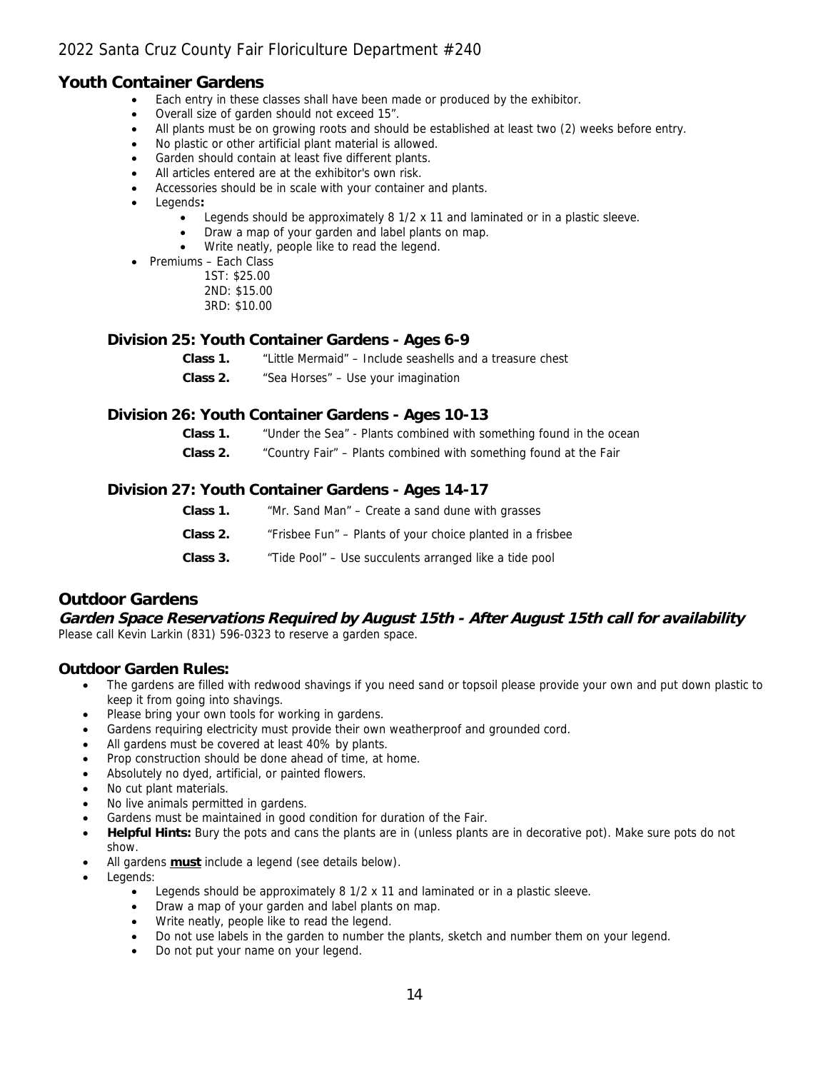## Youth Container Gardens

- Each entry in these classes shall have been made or produced by the exhibitor.
- Overall size of garden should not exceed 15".
- All plants must be on growing roots and should be established at least two (2) weeks before entry.
- No plastic or other artificial plant material is allowed.
- Garden should contain at least five different plants.
- All articles entered are at the exhibitor's own risk.
- Accessories should be in scale with your container and plants.
- Legends**:**
    - Legends should be approximately 8 1/2 x 11 and laminated or in a plastic sleeve.
    - Draw a map of your garden and label plants on map.
    - Write neatly, people like to read the legend.
- Premiums – Each Class
  1ST: $25.00
  2ND: $15.00
  3RD: $10.00

### Division 25: Youth Container Gardens - Ages 6-9

**Class 1.** "Little Mermaid" – Include seashells and a treasure chest

**Class 2.** "Sea Horses" – Use your imagination

### Division 26: Youth Container Gardens - Ages 10-13

**Class 1.** "Under the Sea" - Plants combined with something found in the ocean

**Class 2.** "Country Fair" – Plants combined with something found at the Fair

### Division 27: Youth Container Gardens - Ages 14-17

**Class 1.** "Mr. Sand Man" – Create a sand dune with grasses

**Class 2.** "Frisbee Fun" – Plants of your choice planted in a frisbee

**Class 3.** "Tide Pool" – Use succulents arranged like a tide pool

## Outdoor Gardens

***Garden Space Reservations Required by August 15th - After August 15th call for availability***

Please call Kevin Larkin (831) 596-0323 to reserve a garden space.

### Outdoor Garden Rules:

- The gardens are filled with redwood shavings if you need sand or topsoil please provide your own and put down plastic to keep it from going into shavings.
- Please bring your own tools for working in gardens.
- Gardens requiring electricity must provide their own weatherproof and grounded cord.
- All gardens must be covered at least 40% by plants.
- Prop construction should be done ahead of time, at home.
- Absolutely no dyed, artificial, or painted flowers.
- No cut plant materials.
- No live animals permitted in gardens.
- Gardens must be maintained in good condition for duration of the Fair.
- **Helpful Hints:** Bury the pots and cans the plants are in (unless plants are in decorative pot). Make sure pots do not show.
- All gardens **must** include a legend (see details below).
- Legends:
    - Legends should be approximately 8 1/2 x 11 and laminated or in a plastic sleeve.
    - Draw a map of your garden and label plants on map.
    - Write neatly, people like to read the legend.
    - Do not use labels in the garden to number the plants, sketch and number them on your legend.
    - Do not put your name on your legend.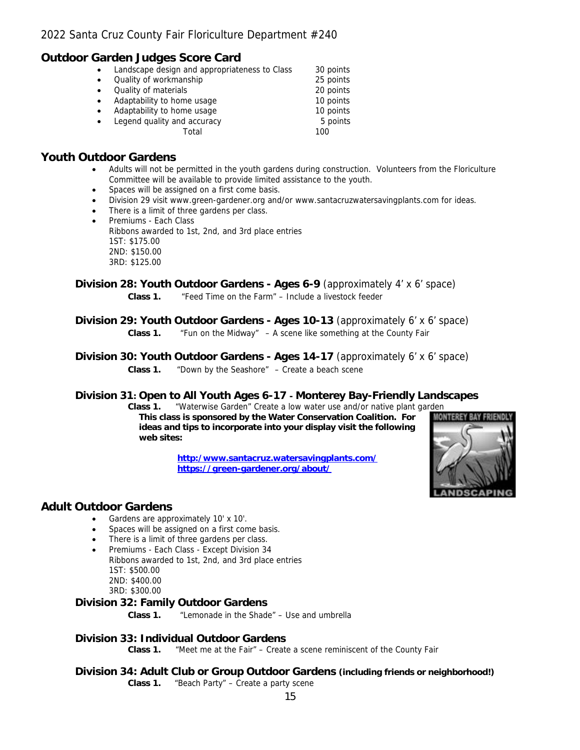## Outdoor Garden Judges Score Card

| Criteria | Points |
|---|---|
| Landscape design and appropriateness to Class | 30 points |
| Quality of workmanship | 25 points |
| Quality of materials | 20 points |
| Adaptability to home usage | 10 points |
| Adaptability to home usage | 10 points |
| Legend quality and accuracy | 5 points |
| Total | 100 |

## Youth Outdoor Gardens

- Adults will not be permitted in the youth gardens during construction. Volunteers from the Floriculture Committee will be available to provide limited assistance to the youth.
- Spaces will be assigned on a first come basis.
- Division 29 visit www.green-gardener.org and/or www.santacruzwatersavingplants.com for ideas.
- There is a limit of three gardens per class.
- Premiums - Each Class
  Ribbons awarded to 1st, 2nd, and 3rd place entries
  1ST: $175.00
  2ND: $150.00
  3RD: $125.00

### Division 28: Youth Outdoor Gardens - Ages 6-9 (approximately 4' x 6' space)

**Class 1.** "Feed Time on the Farm" – Include a livestock feeder

### Division 29: Youth Outdoor Gardens - Ages 10-13 (approximately 6' x 6' space)

**Class 1.** "Fun on the Midway" – A scene like something at the County Fair

### Division 30: Youth Outdoor Gardens - Ages 14-17 (approximately 6' x 6' space)

**Class 1.** "Down by the Seashore" – Create a beach scene

### Division 31: Open to All Youth Ages 6-17 - Monterey Bay-Friendly Landscapes

**Class 1.** "Waterwise Garden" Create a low water use and/or native plant garden

**This class is sponsored by the Water Conservation Coalition. For ideas and tips to incorporate into your display visit the following web sites:**

**http:/www.santacruz.watersavingplants.com/**
**https://green-gardener.org/about/**

## Adult Outdoor Gardens

- Gardens are approximately 10' x 10'.
- Spaces will be assigned on a first come basis.
- There is a limit of three gardens per class.
- Premiums - Each Class - Except Division 34
  Ribbons awarded to 1st, 2nd, and 3rd place entries
  1ST: $500.00
  2ND: $400.00
  3RD: $300.00

### Division 32: Family Outdoor Gardens

**Class 1.** "Lemonade in the Shade" – Use and umbrella

### Division 33: Individual Outdoor Gardens

**Class 1.** "Meet me at the Fair" – Create a scene reminiscent of the County Fair

### Division 34: Adult Club or Group Outdoor Gardens (including friends or neighborhood!)

**Class 1.** "Beach Party" – Create a party scene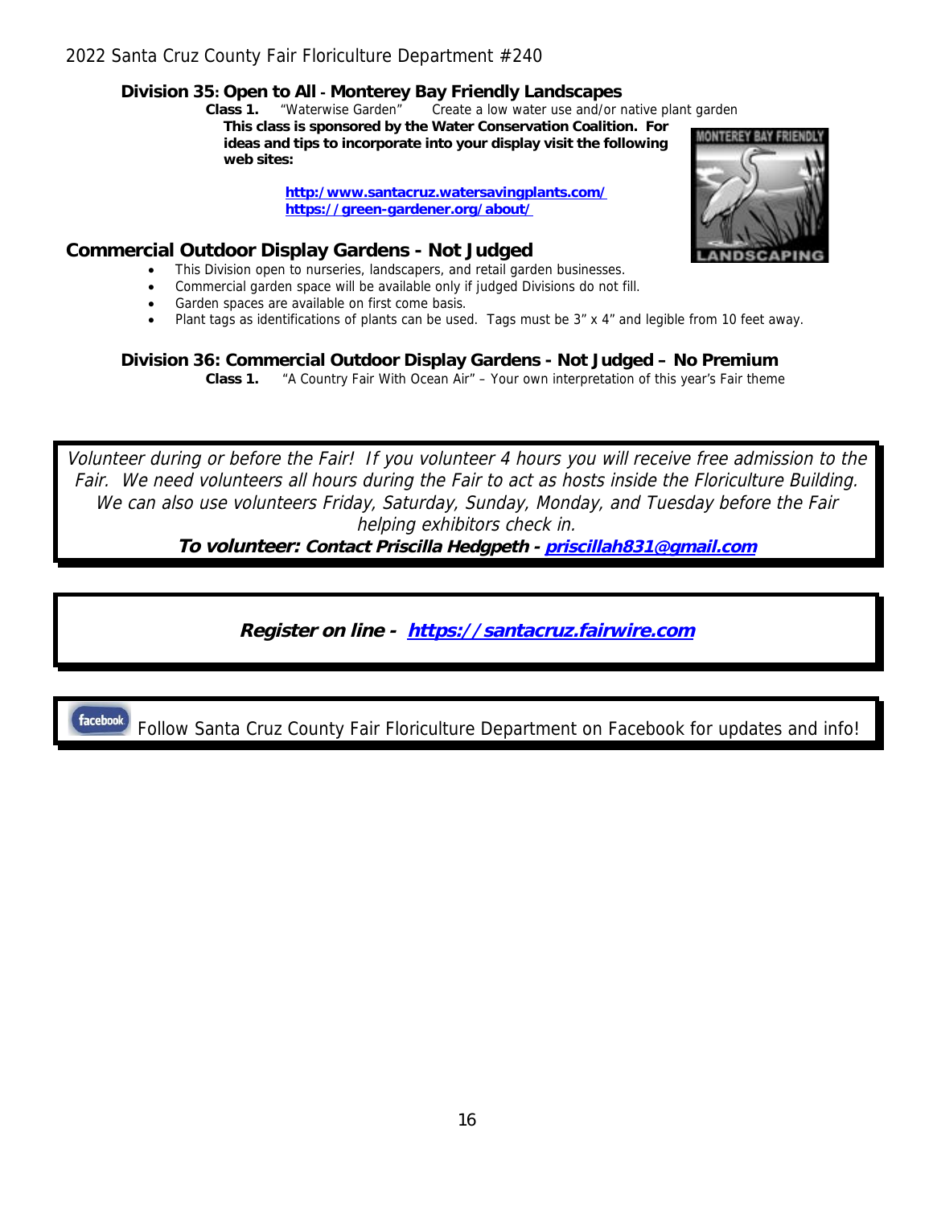## Division 35: Open to All - Monterey Bay Friendly Landscapes

**Class 1.** "Waterwise Garden" Create a low water use and/or native plant garden

**This class is sponsored by the Water Conservation Coalition. For ideas and tips to incorporate into your display visit the following web sites:**

**http:/www.santacruz.watersavingplants.com/**
**https://green-gardener.org/about/**

## Commercial Outdoor Display Gardens - Not Judged

- This Division open to nurseries, landscapers, and retail garden businesses.
- Commercial garden space will be available only if judged Divisions do not fill.
- Garden spaces are available on first come basis.
- Plant tags as identifications of plants can be used. Tags must be 3" x 4" and legible from 10 feet away.

## Division 36: Commercial Outdoor Display Gardens - Not Judged – No Premium

**Class 1.** "A Country Fair With Ocean Air" – Your own interpretation of this year's Fair theme

*Volunteer during or before the Fair! If you volunteer 4 hours you will receive free admission to the Fair. We need volunteers all hours during the Fair to act as hosts inside the Floriculture Building. We can also use volunteers Friday, Saturday, Sunday, Monday, and Tuesday before the Fair helping exhibitors check in.*

***To volunteer: Contact Priscilla Hedgpeth - priscillah831@gmail.com***

***Register on line - https://santacruz.fairwire.com***

facebook Follow Santa Cruz County Fair Floriculture Department on Facebook for updates and info!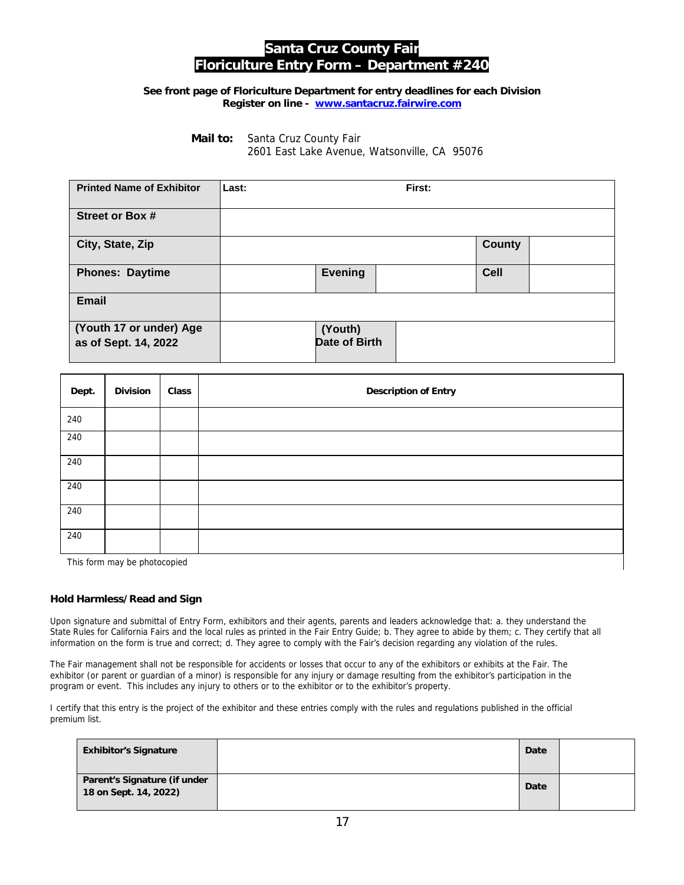# Santa Cruz County Fair
# Floriculture Entry Form – Department #240

**See front page of Floriculture Department for entry deadlines for each Division**
**Register on line - [www.santacruz.fairwire.com](http://www.santacruz.fairwire.com)**

**Mail to:** Santa Cruz County Fair
2601 East Lake Avenue, Watsonville, CA 95076

| | | | | | |
|---|---|---|---|---|---|
| **Printed Name of Exhibitor** | **Last:** | | **First:** | | |
| **Street or Box #** | | | | | |
| **City, State, Zip** | | | | **County** | |
| **Phones: Daytime** | | **Evening** | | **Cell** | |
| **Email** | | | | | |
| **(Youth 17 or under) Age as of Sept. 14, 2022** | | **(Youth) Date of Birth** | | | |

| Dept. | Division | Class | Description of Entry |
|---|---|---|---|
| 240 | | | |
| 240 | | | |
| 240 | | | |
| 240 | | | |
| 240 | | | |
| 240 | | | |

This form may be photocopied

**Hold Harmless/Read and Sign**

Upon signature and submittal of Entry Form, exhibitors and their agents, parents and leaders acknowledge that: a. they understand the State Rules for California Fairs and the local rules as printed in the Fair Entry Guide; b. They agree to abide by them; c. They certify that all information on the form is true and correct; d. They agree to comply with the Fair's decision regarding any violation of the rules.

The Fair management shall not be responsible for accidents or losses that occur to any of the exhibitors or exhibits at the Fair. The exhibitor (or parent or guardian of a minor) is responsible for any injury or damage resulting from the exhibitor's participation in the program or event. This includes any injury to others or to the exhibitor or to the exhibitor's property.

I certify that this entry is the project of the exhibitor and these entries comply with the rules and regulations published in the official premium list.

| | | | |
|---|---|---|---|
| **Exhibitor's Signature** | | **Date** | |
| **Parent's Signature (if under 18 on Sept. 14, 2022)** | | **Date** | |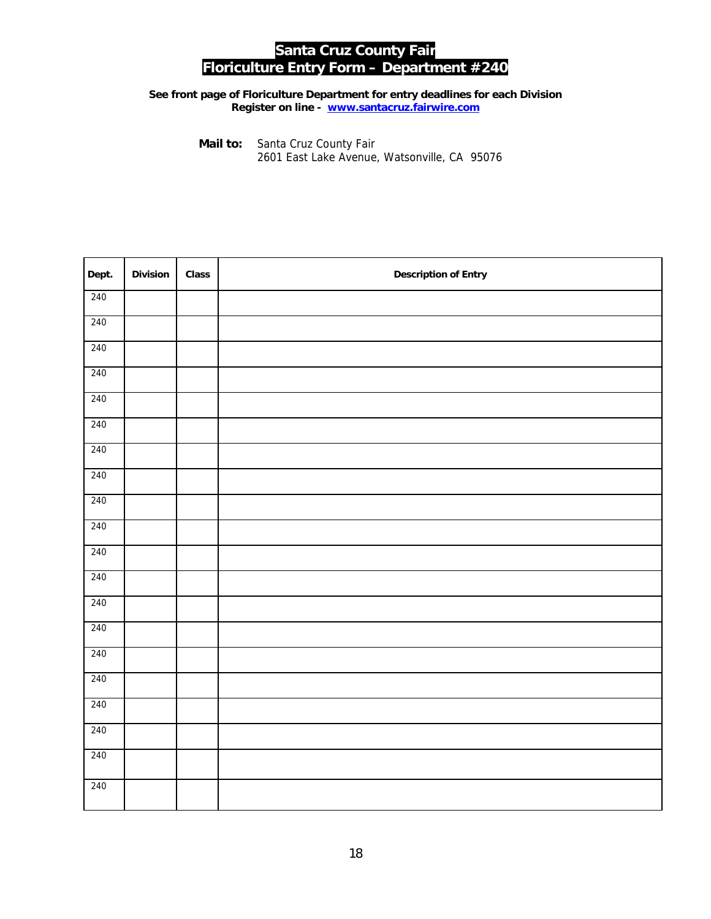# Santa Cruz County Fair
# Floriculture Entry Form – Department #240

**See front page of Floriculture Department for entry deadlines for each Division**
**Register on line - [www.santacruz.fairwire.com](http://www.santacruz.fairwire.com)**

**Mail to:** Santa Cruz County Fair
2601 East Lake Avenue, Watsonville, CA 95076

| Dept. | Division | Class | Description of Entry |
|---|---|---|---|
| 240 | | | |
| 240 | | | |
| 240 | | | |
| 240 | | | |
| 240 | | | |
| 240 | | | |
| 240 | | | |
| 240 | | | |
| 240 | | | |
| 240 | | | |
| 240 | | | |
| 240 | | | |
| 240 | | | |
| 240 | | | |
| 240 | | | |
| 240 | | | |
| 240 | | | |
| 240 | | | |
| 240 | | | |
| 240 | | | |